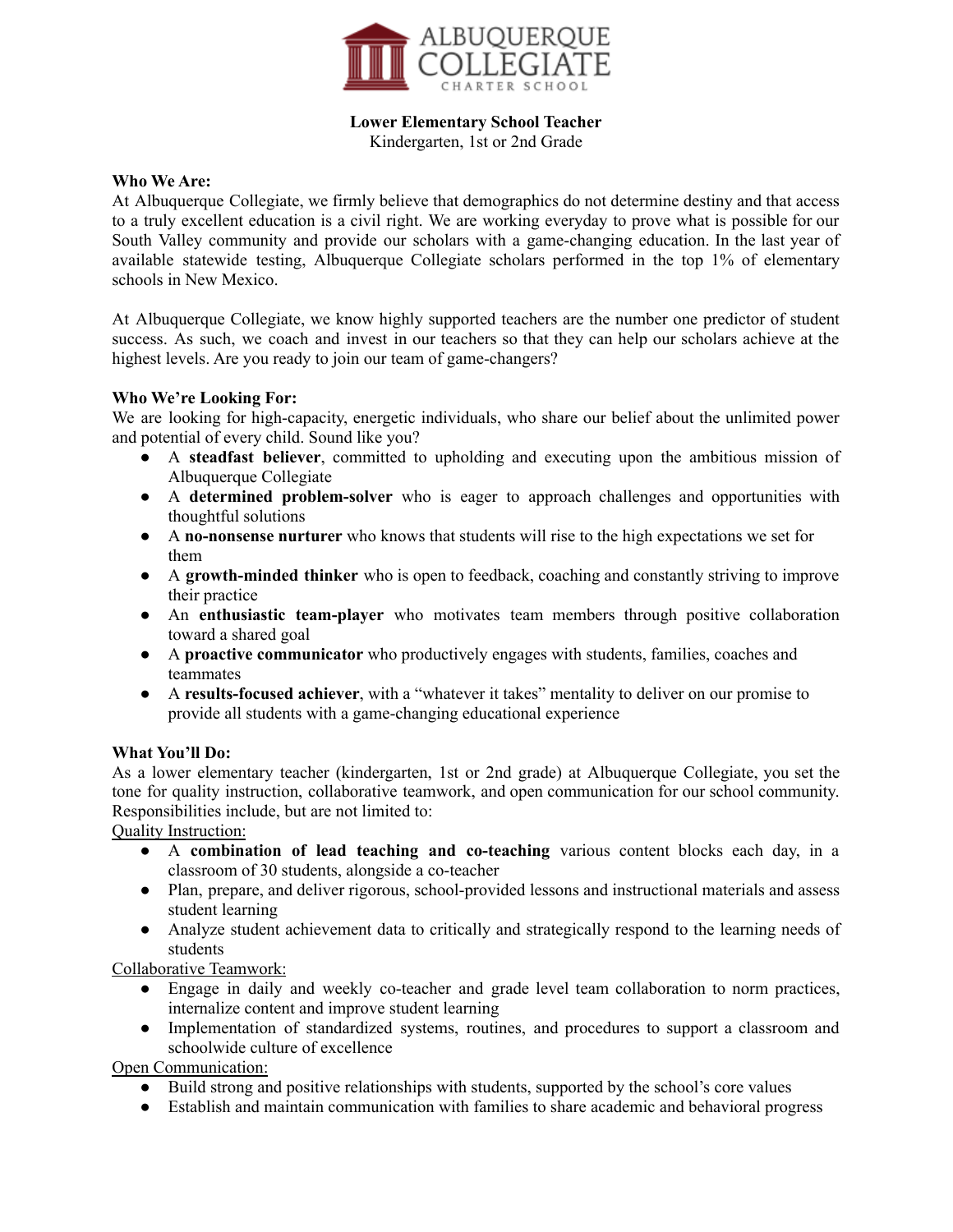ALBUQUERQUE COLLEGIATE CHARTER SCHOOL

**Lower Elementary School Teacher**
Kindergarten, 1st or 2nd Grade

**Who We Are:**
At Albuquerque Collegiate, we firmly believe that demographics do not determine destiny and that access to a truly excellent education is a civil right. We are working everyday to prove what is possible for our South Valley community and provide our scholars with a game-changing education. In the last year of available statewide testing, Albuquerque Collegiate scholars performed in the top 1% of elementary schools in New Mexico.

At Albuquerque Collegiate, we know highly supported teachers are the number one predictor of student success. As such, we coach and invest in our teachers so that they can help our scholars achieve at the highest levels. Are you ready to join our team of game-changers?

**Who We're Looking For:**
We are looking for high-capacity, energetic individuals, who share our belief about the unlimited power and potential of every child. Sound like you?

- A **steadfast believer**, committed to upholding and executing upon the ambitious mission of Albuquerque Collegiate
- A **determined problem-solver** who is eager to approach challenges and opportunities with thoughtful solutions
- A **no-nonsense nurturer** who knows that students will rise to the high expectations we set for them
- A **growth-minded thinker** who is open to feedback, coaching and constantly striving to improve their practice
- An **enthusiastic team-player** who motivates team members through positive collaboration toward a shared goal
- A **proactive communicator** who productively engages with students, families, coaches and teammates
- A **results-focused achiever**, with a "whatever it takes" mentality to deliver on our promise to provide all students with a game-changing educational experience

**What You'll Do:**
As a lower elementary teacher (kindergarten, 1st or 2nd grade) at Albuquerque Collegiate, you set the tone for quality instruction, collaborative teamwork, and open communication for our school community. Responsibilities include, but are not limited to:

Quality Instruction:

- A **combination of lead teaching and co-teaching** various content blocks each day, in a classroom of 30 students, alongside a co-teacher
- Plan, prepare, and deliver rigorous, school-provided lessons and instructional materials and assess student learning
- Analyze student achievement data to critically and strategically respond to the learning needs of students

Collaborative Teamwork:

- Engage in daily and weekly co-teacher and grade level team collaboration to norm practices, internalize content and improve student learning
- Implementation of standardized systems, routines, and procedures to support a classroom and schoolwide culture of excellence

Open Communication:

- Build strong and positive relationships with students, supported by the school's core values
- Establish and maintain communication with families to share academic and behavioral progress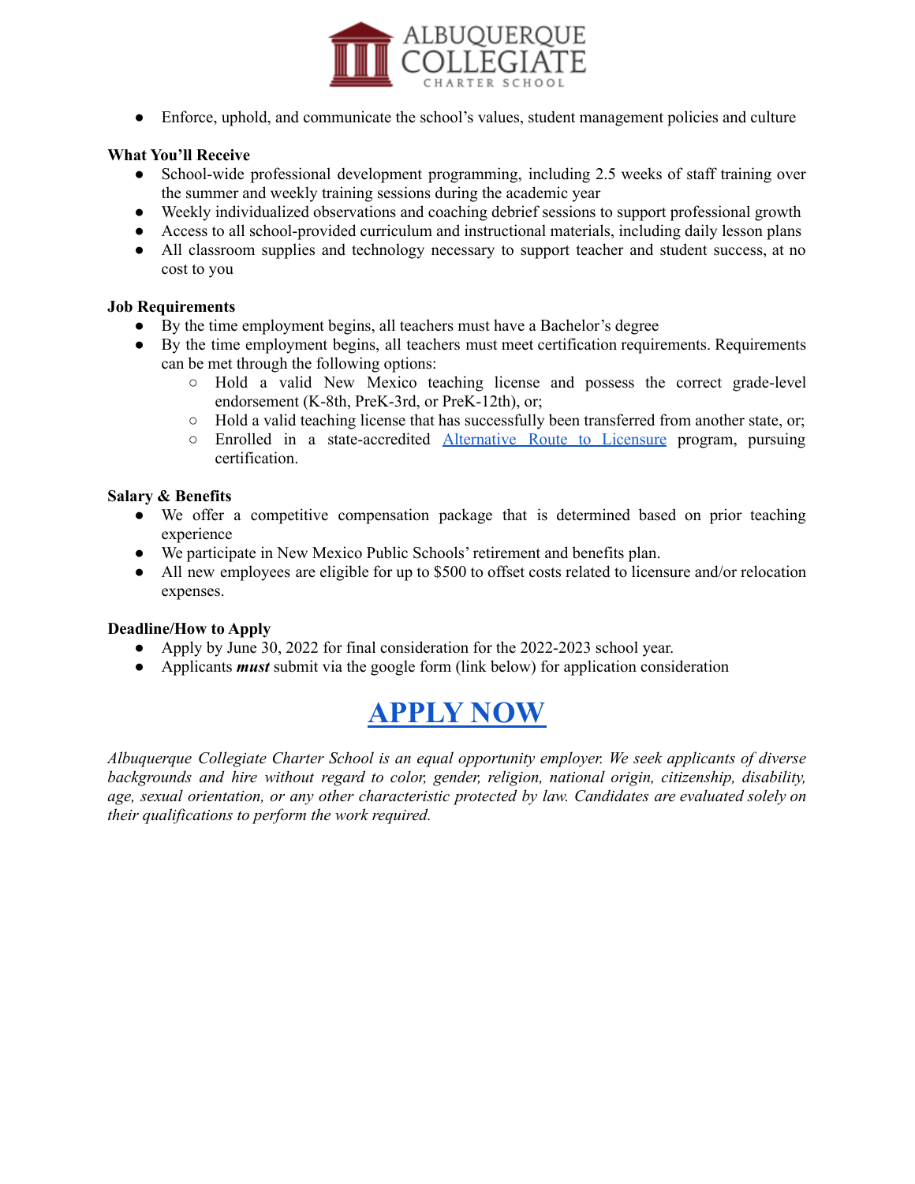- Enforce, uphold, and communicate the school's values, student management policies and culture

**What You'll Receive**

- School-wide professional development programming, including 2.5 weeks of staff training over the summer and weekly training sessions during the academic year
- Weekly individualized observations and coaching debrief sessions to support professional growth
- Access to all school-provided curriculum and instructional materials, including daily lesson plans
- All classroom supplies and technology necessary to support teacher and student success, at no cost to you

**Job Requirements**

- By the time employment begins, all teachers must have a Bachelor's degree
- By the time employment begins, all teachers must meet certification requirements. Requirements can be met through the following options:
  - Hold a valid New Mexico teaching license and possess the correct grade-level endorsement (K-8th, PreK-3rd, or PreK-12th), or;
  - Hold a valid teaching license that has successfully been transferred from another state, or;
  - Enrolled in a state-accredited Alternative Route to Licensure program, pursuing certification.

**Salary & Benefits**

- We offer a competitive compensation package that is determined based on prior teaching experience
- We participate in New Mexico Public Schools' retirement and benefits plan.
- All new employees are eligible for up to $500 to offset costs related to licensure and/or relocation expenses.

**Deadline/How to Apply**

- Apply by June 30, 2022 for final consideration for the 2022-2023 school year.
- Applicants ***must*** submit via the google form (link below) for application consideration

# APPLY NOW

*Albuquerque Collegiate Charter School is an equal opportunity employer. We seek applicants of diverse backgrounds and hire without regard to color, gender, religion, national origin, citizenship, disability, age, sexual orientation, or any other characteristic protected by law. Candidates are evaluated solely on their qualifications to perform the work required.*